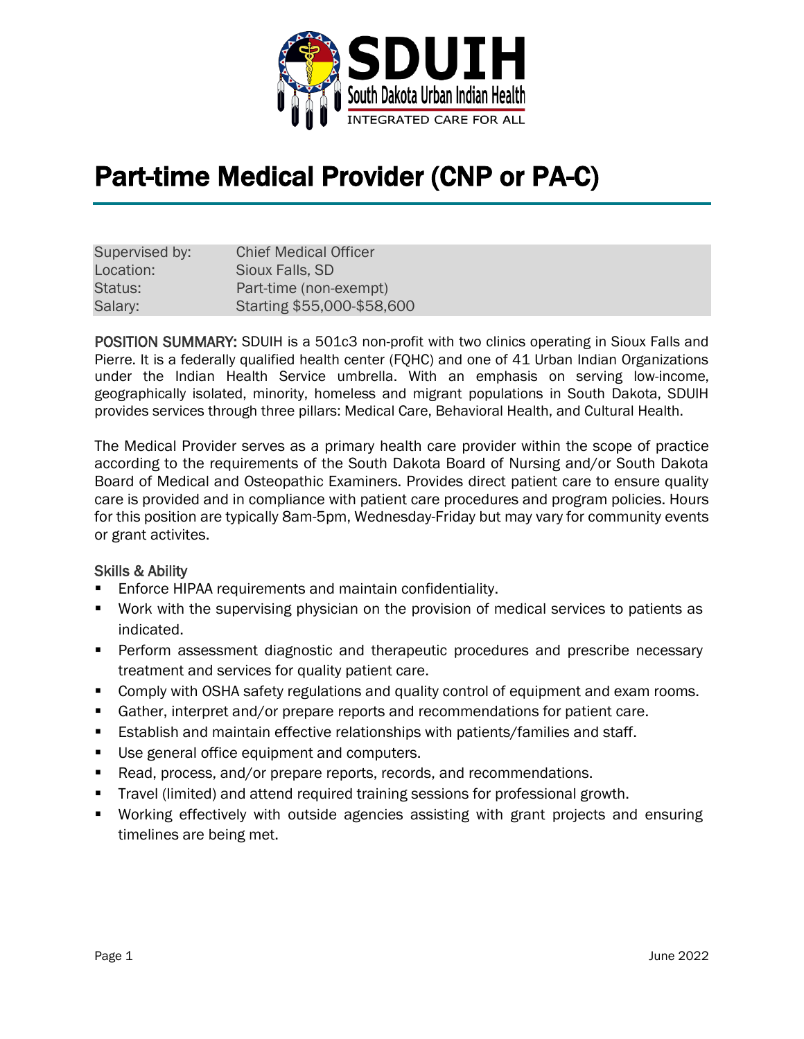# Part-time Medical Provider (CNP or PA-C)

| | |
|---|---|
| Supervised by: | Chief Medical Officer |
| Location: | Sioux Falls, SD |
| Status: | Part-time (non-exempt) |
| Salary: | Starting $55,000-$58,600 |

**POSITION SUMMARY:** SDUIH is a 501c3 non-profit with two clinics operating in Sioux Falls and Pierre. It is a federally qualified health center (FQHC) and one of 41 Urban Indian Organizations under the Indian Health Service umbrella. With an emphasis on serving low-income, geographically isolated, minority, homeless and migrant populations in South Dakota, SDUIH provides services through three pillars: Medical Care, Behavioral Health, and Cultural Health.

The Medical Provider serves as a primary health care provider within the scope of practice according to the requirements of the South Dakota Board of Nursing and/or South Dakota Board of Medical and Osteopathic Examiners. Provides direct patient care to ensure quality care is provided and in compliance with patient care procedures and program policies. Hours for this position are typically 8am-5pm, Wednesday-Friday but may vary for community events or grant activites.

### Skills & Ability

- Enforce HIPAA requirements and maintain confidentiality.
- Work with the supervising physician on the provision of medical services to patients as indicated.
- Perform assessment diagnostic and therapeutic procedures and prescribe necessary treatment and services for quality patient care.
- Comply with OSHA safety regulations and quality control of equipment and exam rooms.
- Gather, interpret and/or prepare reports and recommendations for patient care.
- Establish and maintain effective relationships with patients/families and staff.
- Use general office equipment and computers.
- Read, process, and/or prepare reports, records, and recommendations.
- Travel (limited) and attend required training sessions for professional growth.
- Working effectively with outside agencies assisting with grant projects and ensuring timelines are being met.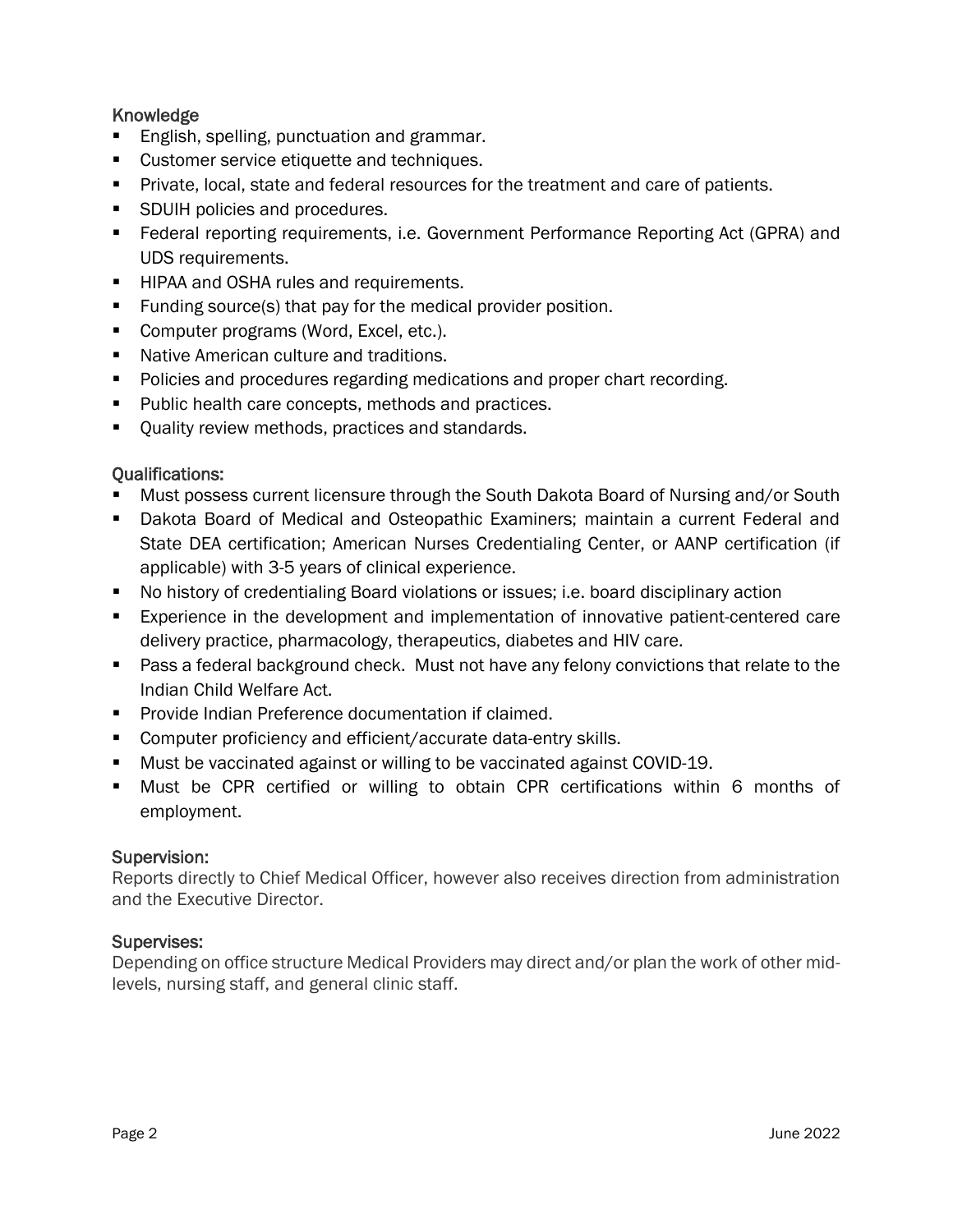### Knowledge

- English, spelling, punctuation and grammar.
- Customer service etiquette and techniques.
- Private, local, state and federal resources for the treatment and care of patients.
- SDUIH policies and procedures.
- Federal reporting requirements, i.e. Government Performance Reporting Act (GPRA) and UDS requirements.
- HIPAA and OSHA rules and requirements.
- Funding source(s) that pay for the medical provider position.
- Computer programs (Word, Excel, etc.).
- Native American culture and traditions.
- Policies and procedures regarding medications and proper chart recording.
- Public health care concepts, methods and practices.
- Quality review methods, practices and standards.

### Qualifications:

- Must possess current licensure through the South Dakota Board of Nursing and/or South
- Dakota Board of Medical and Osteopathic Examiners; maintain a current Federal and State DEA certification; American Nurses Credentialing Center, or AANP certification (if applicable) with 3-5 years of clinical experience.
- No history of credentialing Board violations or issues; i.e. board disciplinary action
- Experience in the development and implementation of innovative patient-centered care delivery practice, pharmacology, therapeutics, diabetes and HIV care.
- Pass a federal background check. Must not have any felony convictions that relate to the Indian Child Welfare Act.
- Provide Indian Preference documentation if claimed.
- Computer proficiency and efficient/accurate data-entry skills.
- Must be vaccinated against or willing to be vaccinated against COVID-19.
- Must be CPR certified or willing to obtain CPR certifications within 6 months of employment.

### Supervision:

Reports directly to Chief Medical Officer, however also receives direction from administration and the Executive Director.

### Supervises:

Depending on office structure Medical Providers may direct and/or plan the work of other mid-levels, nursing staff, and general clinic staff.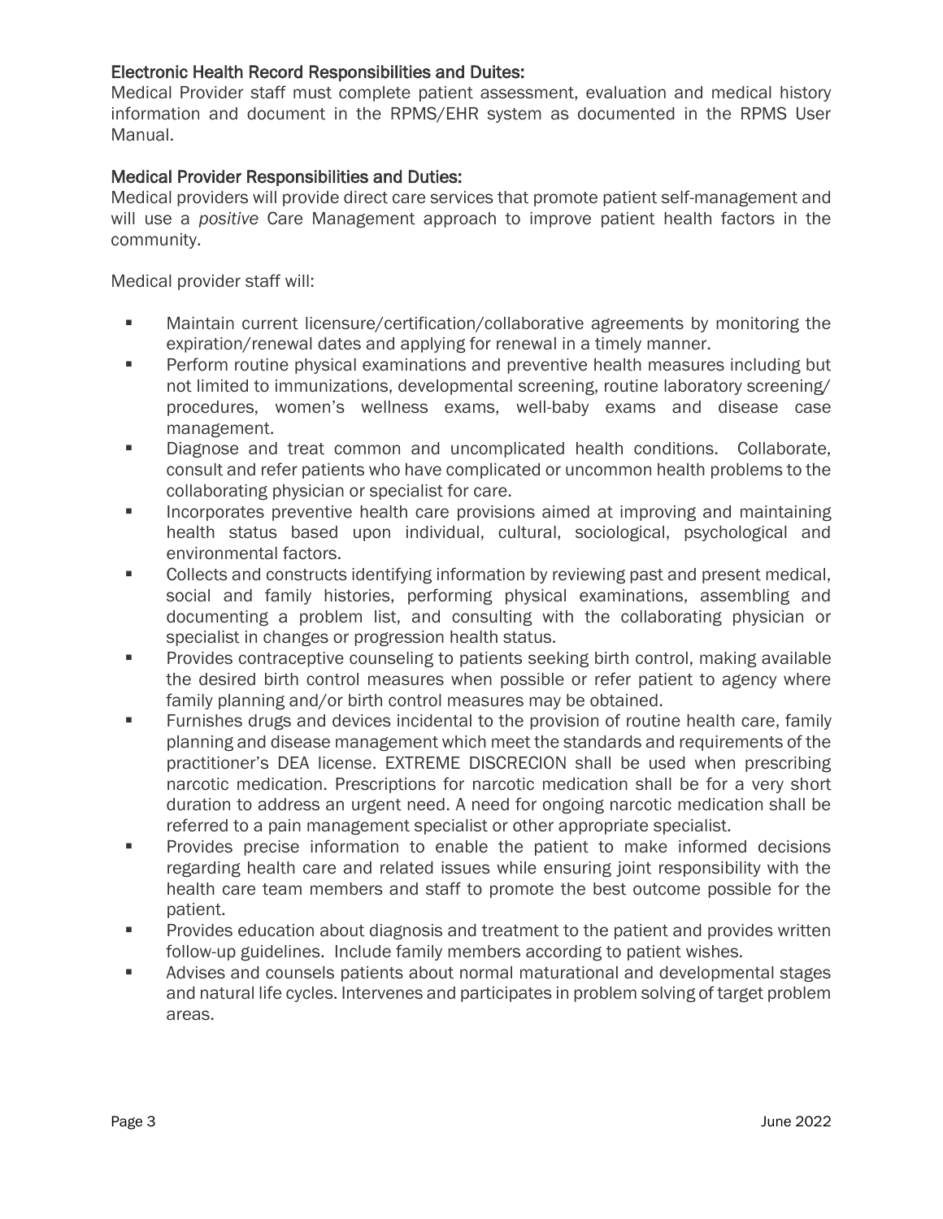### Electronic Health Record Responsibilities and Duites:

Medical Provider staff must complete patient assessment, evaluation and medical history information and document in the RPMS/EHR system as documented in the RPMS User Manual.

### Medical Provider Responsibilities and Duties:

Medical providers will provide direct care services that promote patient self-management and will use a *positive* Care Management approach to improve patient health factors in the community.

Medical provider staff will:

- Maintain current licensure/certification/collaborative agreements by monitoring the expiration/renewal dates and applying for renewal in a timely manner.
- Perform routine physical examinations and preventive health measures including but not limited to immunizations, developmental screening, routine laboratory screening/ procedures, women's wellness exams, well-baby exams and disease case management.
- Diagnose and treat common and uncomplicated health conditions. Collaborate, consult and refer patients who have complicated or uncommon health problems to the collaborating physician or specialist for care.
- Incorporates preventive health care provisions aimed at improving and maintaining health status based upon individual, cultural, sociological, psychological and environmental factors.
- Collects and constructs identifying information by reviewing past and present medical, social and family histories, performing physical examinations, assembling and documenting a problem list, and consulting with the collaborating physician or specialist in changes or progression health status.
- Provides contraceptive counseling to patients seeking birth control, making available the desired birth control measures when possible or refer patient to agency where family planning and/or birth control measures may be obtained.
- Furnishes drugs and devices incidental to the provision of routine health care, family planning and disease management which meet the standards and requirements of the practitioner's DEA license. EXTREME DISCRECION shall be used when prescribing narcotic medication. Prescriptions for narcotic medication shall be for a very short duration to address an urgent need. A need for ongoing narcotic medication shall be referred to a pain management specialist or other appropriate specialist.
- Provides precise information to enable the patient to make informed decisions regarding health care and related issues while ensuring joint responsibility with the health care team members and staff to promote the best outcome possible for the patient.
- Provides education about diagnosis and treatment to the patient and provides written follow-up guidelines. Include family members according to patient wishes.
- Advises and counsels patients about normal maturational and developmental stages and natural life cycles. Intervenes and participates in problem solving of target problem areas.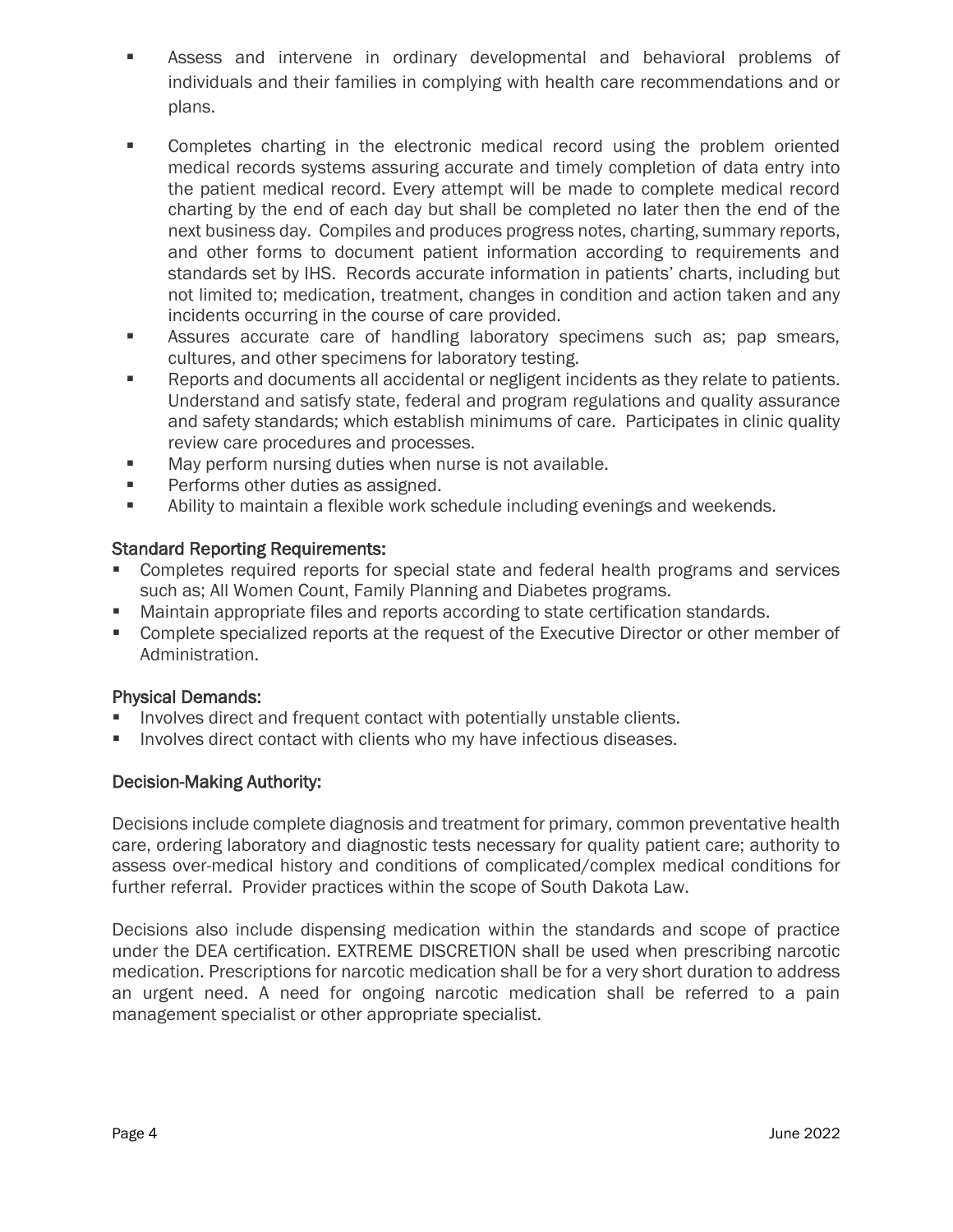- Assess and intervene in ordinary developmental and behavioral problems of individuals and their families in complying with health care recommendations and or plans.
- Completes charting in the electronic medical record using the problem oriented medical records systems assuring accurate and timely completion of data entry into the patient medical record. Every attempt will be made to complete medical record charting by the end of each day but shall be completed no later then the end of the next business day. Compiles and produces progress notes, charting, summary reports, and other forms to document patient information according to requirements and standards set by IHS. Records accurate information in patients' charts, including but not limited to; medication, treatment, changes in condition and action taken and any incidents occurring in the course of care provided.
- Assures accurate care of handling laboratory specimens such as; pap smears, cultures, and other specimens for laboratory testing.
- Reports and documents all accidental or negligent incidents as they relate to patients. Understand and satisfy state, federal and program regulations and quality assurance and safety standards; which establish minimums of care. Participates in clinic quality review care procedures and processes.
- May perform nursing duties when nurse is not available.
- Performs other duties as assigned.
- Ability to maintain a flexible work schedule including evenings and weekends.

### Standard Reporting Requirements:

- Completes required reports for special state and federal health programs and services such as; All Women Count, Family Planning and Diabetes programs.
- Maintain appropriate files and reports according to state certification standards.
- Complete specialized reports at the request of the Executive Director or other member of Administration.

### Physical Demands:

- Involves direct and frequent contact with potentially unstable clients.
- Involves direct contact with clients who my have infectious diseases.

### Decision-Making Authority:

Decisions include complete diagnosis and treatment for primary, common preventative health care, ordering laboratory and diagnostic tests necessary for quality patient care; authority to assess over-medical history and conditions of complicated/complex medical conditions for further referral. Provider practices within the scope of South Dakota Law.

Decisions also include dispensing medication within the standards and scope of practice under the DEA certification. EXTREME DISCRETION shall be used when prescribing narcotic medication. Prescriptions for narcotic medication shall be for a very short duration to address an urgent need. A need for ongoing narcotic medication shall be referred to a pain management specialist or other appropriate specialist.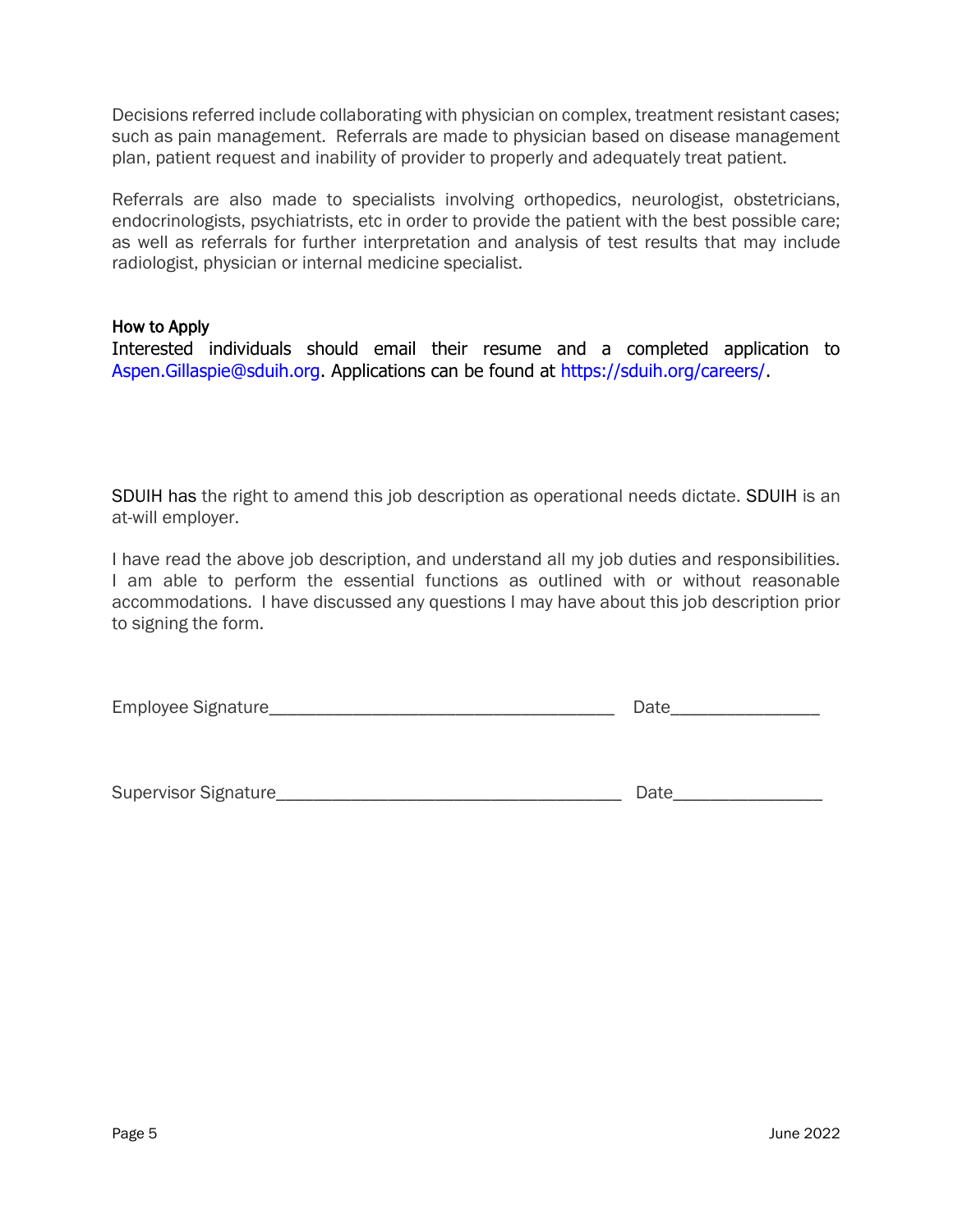Decisions referred include collaborating with physician on complex, treatment resistant cases; such as pain management. Referrals are made to physician based on disease management plan, patient request and inability of provider to properly and adequately treat patient.

Referrals are also made to specialists involving orthopedics, neurologist, obstetricians, endocrinologists, psychiatrists, etc in order to provide the patient with the best possible care; as well as referrals for further interpretation and analysis of test results that may include radiologist, physician or internal medicine specialist.

### How to Apply

Interested individuals should email their resume and a completed application to Aspen.Gillaspie@sduih.org. Applications can be found at https://sduih.org/careers/.

SDUIH has the right to amend this job description as operational needs dictate. SDUIH is an at-will employer.

I have read the above job description, and understand all my job duties and responsibilities. I am able to perform the essential functions as outlined with or without reasonable accommodations. I have discussed any questions I may have about this job description prior to signing the form.

Employee Signature_____________________________________ Date_______________

Supervisor Signature_____________________________________ Date_______________